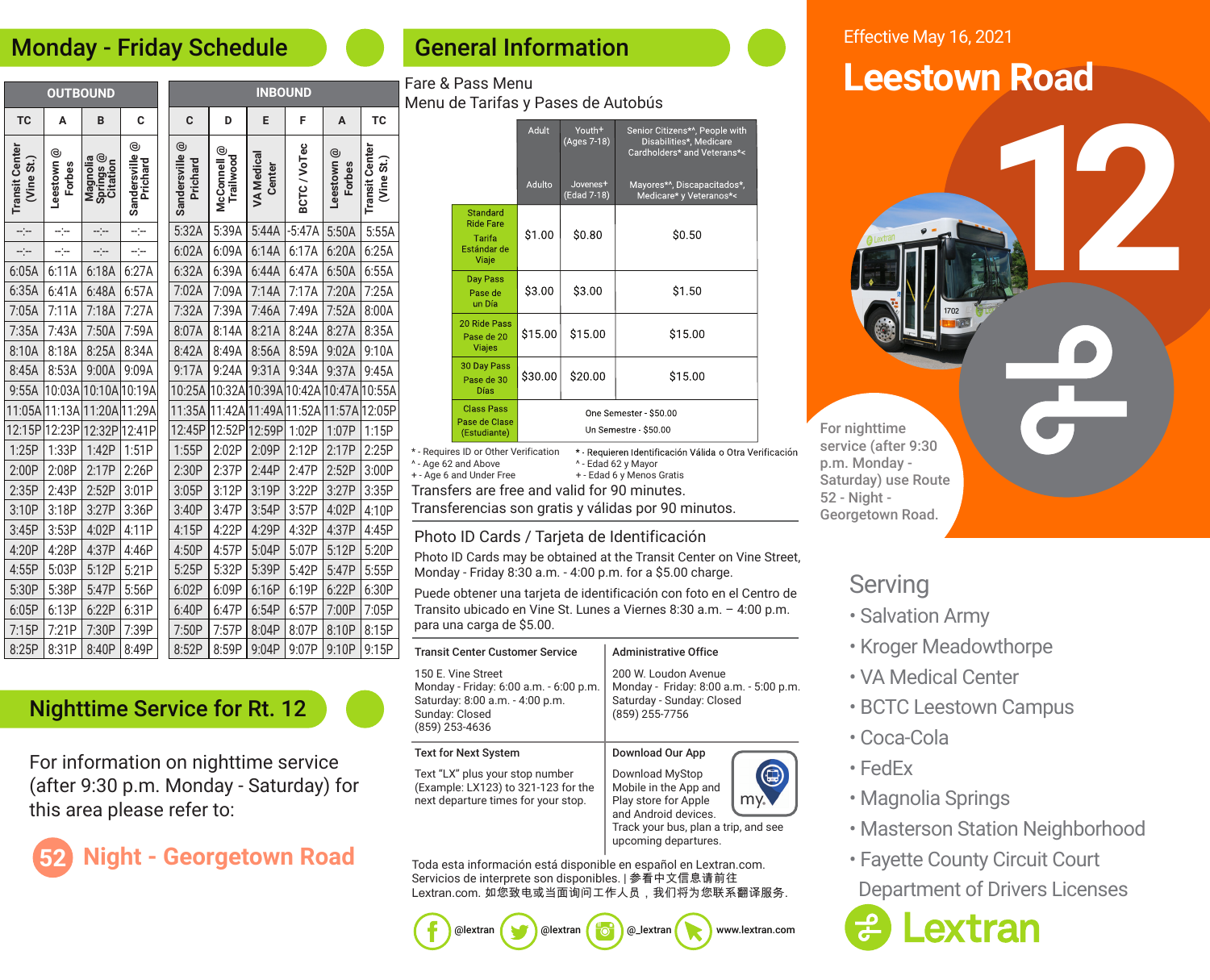# Leestown Road

Effective May 16, 2021

12

For nighttime service (after 9:30 p.m. Monday - Saturday) use Route 52 - Night - Georgetown Road.

## Monday - Friday Schedule

### OUTBOUND

| TC | A | B | C |
|---|---|---|---|
| Transit Center (Vine St.) | Leestown @ Forbes | Magnolia Springs @ Citation | Sandersville @ Prichard |
| -:- | -:- | -:- | -:- |
| -:- | -:- | -:- | -:- |
| 6:05A | 6:11A | 6:18A | 6:27A |
| 6:35A | 6:41A | 6:48A | 6:57A |
| 7:05A | 7:11A | 7:18A | 7:27A |
| 7:35A | 7:43A | 7:50A | 7:59A |
| 8:10A | 8:18A | 8:25A | 8:34A |
| 8:45A | 8:53A | 9:00A | 9:09A |
| 9:55A | 10:03A | 10:10A | 10:19A |
| 11:05A | 11:13A | 11:20A | 11:29A |
| 12:15P | 12:23P | 12:32P | 12:41P |
| 1:25P | 1:33P | 1:42P | 1:51P |
| 2:00P | 2:08P | 2:17P | 2:26P |
| 2:35P | 2:43P | 2:52P | 3:01P |
| 3:10P | 3:18P | 3:27P | 3:36P |
| 3:45P | 3:53P | 4:02P | 4:11P |
| 4:20P | 4:28P | 4:37P | 4:46P |
| 4:55P | 5:03P | 5:12P | 5:21P |
| 5:30P | 5:38P | 5:47P | 5:56P |
| 6:05P | 6:13P | 6:22P | 6:31P |
| 7:15P | 7:21P | 7:30P | 7:39P |
| 8:25P | 8:31P | 8:40P | 8:49P |

### INBOUND

| C | D | E | F | A | TC |
|---|---|---|---|---|---|
| Sandersville @ Prichard | McConnell @ Trailwood | VA Medical Center | BCTC / VoTec | Leestown @ Forbes | Transit Center (Vine St.) |
| 5:32A | 5:39A | 5:44A | -5:47A | 5:50A | 5:55A |
| 6:02A | 6:09A | 6:14A | 6:17A | 6:20A | 6:25A |
| 6:32A | 6:39A | 6:44A | 6:47A | 6:50A | 6:55A |
| 7:02A | 7:09A | 7:14A | 7:17A | 7:20A | 7:25A |
| 7:32A | 7:39A | 7:46A | 7:49A | 7:52A | 8:00A |
| 8:07A | 8:14A | 8:21A | 8:24A | 8:27A | 8:35A |
| 8:42A | 8:49A | 8:56A | 8:59A | 9:02A | 9:10A |
| 9:17A | 9:24A | 9:31A | 9:34A | 9:37A | 9:45A |
| 10:25A | 10:32A | 10:39A | 10:42A | 10:47A | 10:55A |
| 11:35A | 11:42A | 11:49A | 11:52A | 11:57A | 12:05P |
| 12:45P | 12:52P | 12:59P | 1:02P | 1:07P | 1:15P |
| 1:55P | 2:02P | 2:09P | 2:12P | 2:17P | 2:25P |
| 2:30P | 2:37P | 2:44P | 2:47P | 2:52P | 3:00P |
| 3:05P | 3:12P | 3:19P | 3:22P | 3:27P | 3:35P |
| 3:40P | 3:47P | 3:54P | 3:57P | 4:02P | 4:10P |
| 4:15P | 4:22P | 4:29P | 4:32P | 4:37P | 4:45P |
| 4:50P | 4:57P | 5:04P | 5:07P | 5:12P | 5:20P |
| 5:25P | 5:32P | 5:39P | 5:42P | 5:47P | 5:55P |
| 6:02P | 6:09P | 6:16P | 6:19P | 6:22P | 6:30P |
| 6:40P | 6:47P | 6:54P | 6:57P | 7:00P | 7:05P |
| 7:50P | 7:57P | 8:04P | 8:07P | 8:10P | 8:15P |
| 8:52P | 8:59P | 9:04P | 9:07P | 9:10P | 9:15P |

## Nighttime Service for Rt. 12

For information on nighttime service (after 9:30 p.m. Monday - Saturday) for this area please refer to:

52 Night - Georgetown Road

## General Information

Fare & Pass Menu
Menu de Tarifas y Pases de Autobús

| | Adult / Adulto | Youth+ (Ages 7-18) / Jovenes+ (Edad 7-18) | Senior Citizens^*, People with Disabilities*, Medicare Cardholders* and Veterans*< / Mayores*^, Discapacitados*, Medicare* y Veteranos*< |
|---|---|---|---|
| Standard Ride Fare / Tarifa Estándar de Viaje | $1.00 | $0.80 | $0.50 |
| Day Pass / Pase de un Día | $3.00 | $3.00 | $1.50 |
| 20 Ride Pass / Pase de 20 Viajes | $15.00 | $15.00 | $15.00 |
| 30 Day Pass / Pase de 30 Días | $30.00 | $20.00 | $15.00 |
| Class Pass / Pase de Clase (Estudiante) | One Semester - $50.00 / Un Semestre - $50.00 | | |

\* - Requires ID or Other Verification
^ - Age 62 and Above
+ - Age 6 and Under Free

\* - Requieren Identificación Válida o Otra Verificación
^ - Edad 62 y Mayor
+ - Edad 6 y Menos Gratis

Transfers are free and valid for 90 minutes.
Transferencias son gratis y válidas por 90 minutos.

### Photo ID Cards / Tarjeta de Identificación

Photo ID Cards may be obtained at the Transit Center on Vine Street, Monday - Friday 8:30 a.m. - 4:00 p.m. for a $5.00 charge.

Puede obtener una tarjeta de identificación con foto en el Centro de Transito ubicado en Vine St. Lunes a Viernes 8:30 a.m. – 4:00 p.m. para una carga de $5.00.

**Transit Center Customer Service**

150 E. Vine Street
Monday - Friday: 6:00 a.m. - 6:00 p.m.
Saturday: 8:00 a.m. - 4:00 p.m.
Sunday: Closed
(859) 253-4636

**Administrative Office**

200 W. Loudon Avenue
Monday - Friday: 8:00 a.m. - 5:00 p.m.
Saturday - Sunday: Closed
(859) 255-7756

**Text for Next System**

Text "LX" plus your stop number (Example: LX123) to 321-123 for the next departure times for your stop.

**Download Our App**

Download MyStop Mobile in the App and Play store for Apple and Android devices. Track your bus, plan a trip, and see upcoming departures.

Toda esta información está disponible en español en Lextran.com. Servicios de interprete son disponibles. | 参看中文信息请前往 Lextran.com. 如您致电或当面询问工作人员，我们将为您联系翻译服务.

@lextran @lextran @_lextran www.lextran.com

## Serving

- Salvation Army
- Kroger Meadowthorpe
- VA Medical Center
- BCTC Leestown Campus
- Coca-Cola
- FedEx
- Magnolia Springs
- Masterson Station Neighborhood
- Fayette County Circuit Court Department of Drivers Licenses

Lextran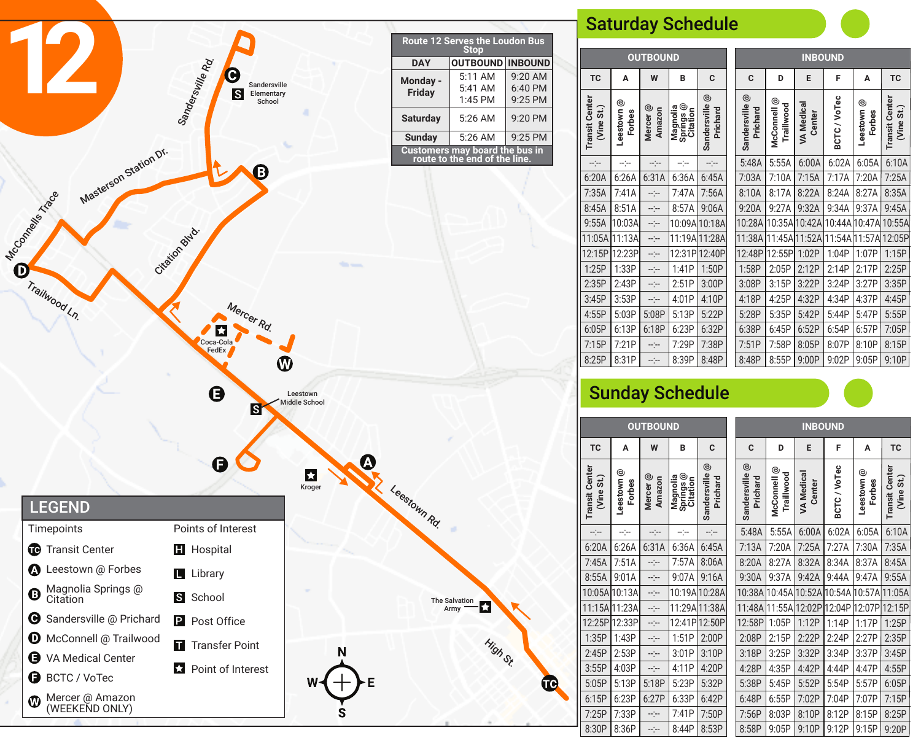# 12

## Route 12 Serves the Loudon Bus Stop

| DAY | OUTBOUND | INBOUND |
|---|---|---|
| Monday - Friday | 5:11 AM<br>5:41 AM<br>1:45 PM | 9:20 AM<br>6:40 PM<br>9:25 PM |
| Saturday | 5:26 AM | 9:20 PM |
| Sunday | 5:26 AM | 9:25 PM |

Customers may board the bus in route to the end of the line.

Sandersville Rd.
Masterson Station Dr.
McConnells Trace
Citation Blvd.
Trailwood Ln.
Mercer Rd.
Leestown Rd.
High St.

Sandersville Elementary School
Coca-Cola FedEx
Leestown Middle School
Kroger
The Salvation Army

## LEGEND

**Timepoints**

- TC Transit Center
- A Leestown @ Forbes
- B Magnolia Springs @ Citation
- C Sandersville @ Prichard
- D McConnell @ Trailwood
- E VA Medical Center
- F BCTC / VoTec
- W Mercer @ Amazon (WEEKEND ONLY)

**Points of Interest**

- H Hospital
- L Library
- S School
- P Post Office
- T Transfer Point
- ★ Point of Interest

N E S W

## Saturday Schedule

| OUTBOUND | | | | | INBOUND | | | | | |
|---|---|---|---|---|---|---|---|---|---|---|
| TC | A | W | B | C | C | D | E | F | A | TC |
| Transit Center (Vine St.) | Leestown @ Forbes | Mercer @ Amazon | Magnolia Springs @ Citation | Sandersville @ Prichard | Sandersville @ Prichard | McConnell @ Trailwood | VA Medical Center | BCTC / VoTec | Leestown @ Forbes | Transit Center (Vine St.) |
| --:-- | --:-- | --:-- | --:-- | --:-- | 5:48A | 5:55A | 6:00A | 6:02A | 6:05A | 6:10A |
| 6:20A | 6:26A | 6:31A | 6:36A | 6:45A | 7:03A | 7:10A | 7:15A | 7:17A | 7:20A | 7:25A |
| 7:35A | 7:41A | --:-- | 7:47A | 7:56A | 8:10A | 8:17A | 8:22A | 8:24A | 8:27A | 8:35A |
| 8:45A | 8:51A | --:-- | 8:57A | 9:06A | 9:20A | 9:27A | 9:32A | 9:34A | 9:37A | 9:45A |
| 9:55A | 10:03A | --:-- | 10:09A | 10:18A | 10:28A | 10:35A | 10:42A | 10:44A | 10:47A | 10:55A |
| 11:05A | 11:13A | --:-- | 11:19A | 11:28A | 11:38A | 11:45A | 11:52A | 11:54A | 11:57A | 12:05P |
| 12:15P | 12:23P | --:-- | 12:31P | 12:40P | 12:48P | 12:55P | 1:02P | 1:04P | 1:07P | 1:15P |
| 1:25P | 1:33P | --:-- | 1:41P | 1:50P | 1:58P | 2:05P | 2:12P | 2:14P | 2:17P | 2:25P |
| 2:35P | 2:43P | --:-- | 2:51P | 3:00P | 3:08P | 3:15P | 3:22P | 3:24P | 3:27P | 3:35P |
| 3:45P | 3:53P | --:-- | 4:01P | 4:10P | 4:18P | 4:25P | 4:32P | 4:34P | 4:37P | 4:45P |
| 4:55P | 5:03P | 5:08P | 5:13P | 5:22P | 5:28P | 5:35P | 5:42P | 5:44P | 5:47P | 5:55P |
| 6:05P | 6:13P | 6:18P | 6:23P | 6:32P | 6:38P | 6:45P | 6:52P | 6:54P | 6:57P | 7:05P |
| 7:15P | 7:21P | --:-- | 7:29P | 7:38P | 7:51P | 7:58P | 8:05P | 8:07P | 8:10P | 8:15P |
| 8:25P | 8:31P | --:-- | 8:39P | 8:48P | 8:48P | 8:55P | 9:00P | 9:02P | 9:05P | 9:10P |

## Sunday Schedule

| OUTBOUND | | | | | INBOUND | | | | | |
|---|---|---|---|---|---|---|---|---|---|---|
| TC | A | W | B | C | C | D | E | F | A | TC |
| Transit Center (Vine St.) | Leestown @ Forbes | Mercer @ Amazon | Magnolia Springs @ Citation | Sandersville @ Prichard | Sandersville @ Prichard | McConnell @ Trailwood | VA Medical Center | BCTC / VoTec | Leestown @ Forbes | Transit Center (Vine St.) |
| --:-- | --:-- | --:-- | --:-- | --:-- | 5:48A | 5:55A | 6:00A | 6:02A | 6:05A | 6:10A |
| 6:20A | 6:26A | 6:31A | 6:36A | 6:45A | 7:13A | 7:20A | 7:25A | 7:27A | 7:30A | 7:35A |
| 7:45A | 7:51A | --:-- | 7:57A | 8:06A | 8:20A | 8:27A | 8:32A | 8:34A | 8:37A | 8:45A |
| 8:55A | 9:01A | --:-- | 9:07A | 9:16A | 9:30A | 9:37A | 9:42A | 9:44A | 9:47A | 9:55A |
| 10:05A | 10:13A | --:-- | 10:19A | 10:28A | 10:38A | 10:45A | 10:52A | 10:54A | 10:57A | 11:05A |
| 11:15A | 11:23A | --:-- | 11:29A | 11:38A | 11:48A | 11:55A | 12:02P | 12:04P | 12:07P | 12:15P |
| 12:25P | 12:33P | --:-- | 12:41P | 12:50P | 12:58P | 1:05P | 1:12P | 1:14P | 1:17P | 1:25P |
| 1:35P | 1:43P | --:-- | 1:51P | 2:00P | 2:08P | 2:15P | 2:22P | 2:24P | 2:27P | 2:35P |
| 2:45P | 2:53P | --:-- | 3:01P | 3:10P | 3:18P | 3:25P | 3:32P | 3:34P | 3:37P | 3:45P |
| 3:55P | 4:03P | --:-- | 4:11P | 4:20P | 4:28P | 4:35P | 4:42P | 4:44P | 4:47P | 4:55P |
| 5:05P | 5:13P | 5:18P | 5:23P | 5:32P | 5:38P | 5:45P | 5:52P | 5:54P | 5:57P | 6:05P |
| 6:15P | 6:23P | 6:27P | 6:33P | 6:42P | 6:48P | 6:55P | 7:02P | 7:04P | 7:07P | 7:15P |
| 7:25P | 7:33P | --:-- | 7:41P | 7:50P | 7:56P | 8:03P | 8:10P | 8:12P | 8:15P | 8:25P |
| 8:30P | 8:36P | --:-- | 8:44P | 8:53P | 8:58P | 9:05P | 9:10P | 9:12P | 9:15P | 9:20P |